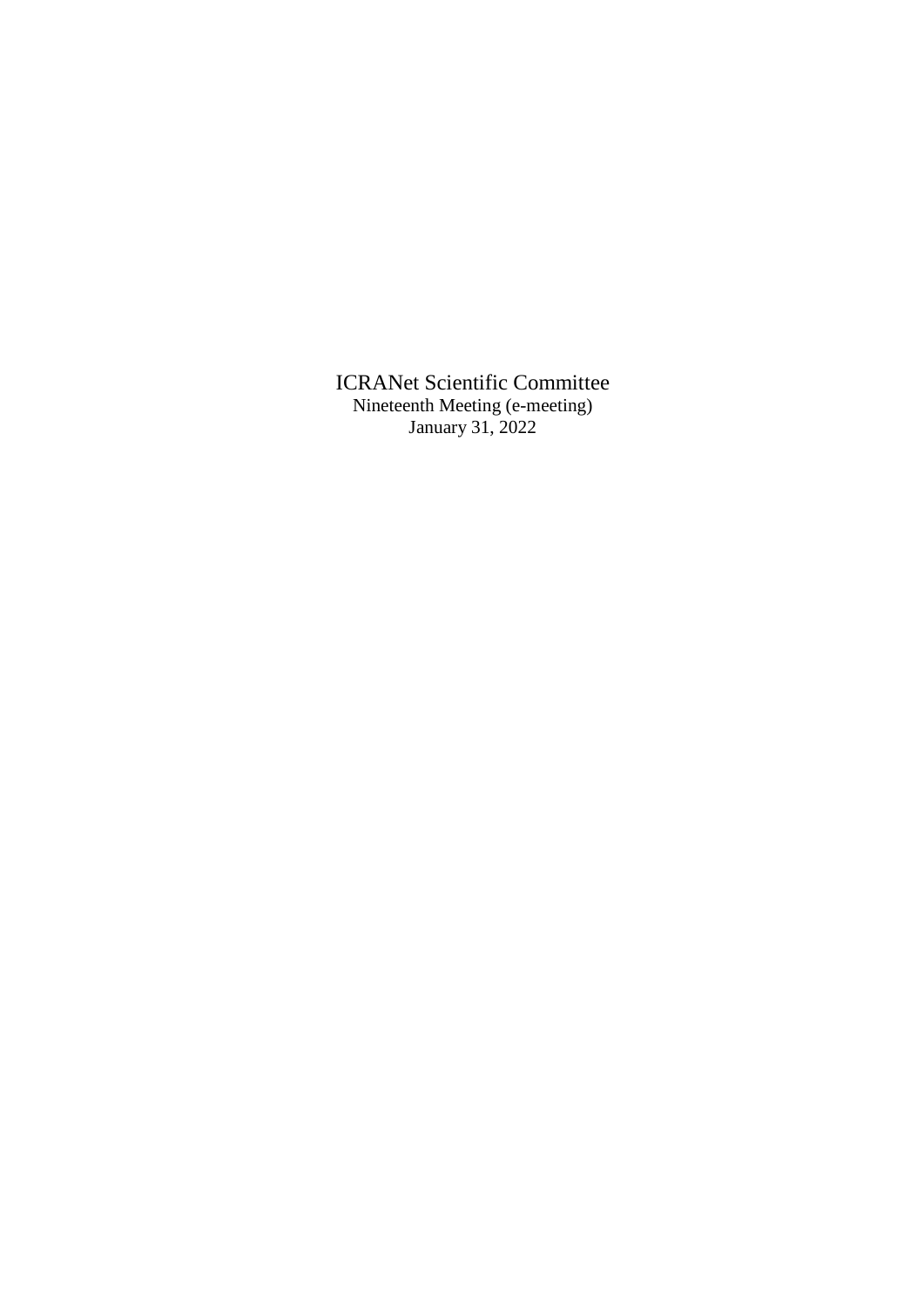# ICRANet Scientific Committee

Nineteenth Meeting (e-meeting)

January 31, 2022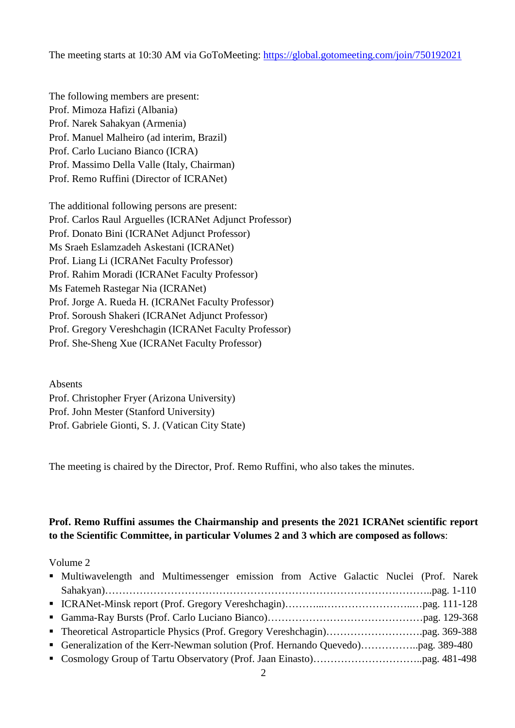The meeting starts at 10:30 AM via GoToMeeting: https://global.gotomeeting.com/join/750192021

The following members are present:
Prof. Mimoza Hafizi (Albania)
Prof. Narek Sahakyan (Armenia)
Prof. Manuel Malheiro (ad interim, Brazil)
Prof. Carlo Luciano Bianco (ICRA)
Prof. Massimo Della Valle (Italy, Chairman)
Prof. Remo Ruffini (Director of ICRANet)

The additional following persons are present:
Prof. Carlos Raul Arguelles (ICRANet Adjunct Professor)
Prof. Donato Bini (ICRANet Adjunct Professor)
Ms Sraeh Eslamzadeh Askestani (ICRANet)
Prof. Liang Li (ICRANet Faculty Professor)
Prof. Rahim Moradi (ICRANet Faculty Professor)
Ms Fatemeh Rastegar Nia (ICRANet)
Prof. Jorge A. Rueda H. (ICRANet Faculty Professor)
Prof. Soroush Shakeri (ICRANet Adjunct Professor)
Prof. Gregory Vereshchagin (ICRANet Faculty Professor)
Prof. She-Sheng Xue (ICRANet Faculty Professor)

Absents
Prof. Christopher Fryer (Arizona University)
Prof. John Mester (Stanford University)
Prof. Gabriele Gionti, S. J. (Vatican City State)

The meeting is chaired by the Director, Prof. Remo Ruffini, who also takes the minutes.

**Prof. Remo Ruffini assumes the Chairmanship and presents the 2021 ICRANet scientific report to the Scientific Committee, in particular Volumes 2 and 3 which are composed as follows**:

Volume 2

- Multiwavelength and Multimessenger emission from Active Galactic Nuclei (Prof. Narek Sahakyan)……………………………………………………………………………………..pag. 1-110
- ICRANet-Minsk report (Prof. Gregory Vereshchagin)………...……………………..…pag. 111-128
- Gamma-Ray Bursts (Prof. Carlo Luciano Bianco)………………………………………pag. 129-368
- Theoretical Astroparticle Physics (Prof. Gregory Vereshchagin)……………………….pag. 369-388
- Generalization of the Kerr-Newman solution (Prof. Hernando Quevedo)……………..pag. 389-480
- Cosmology Group of Tartu Observatory (Prof. Jaan Einasto)…………………………..pag. 481-498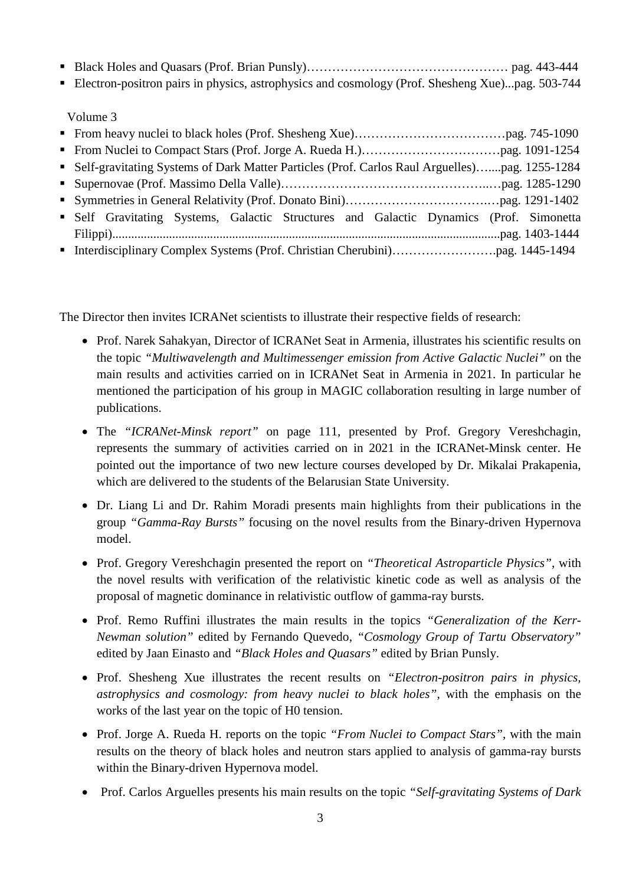- Black Holes and Quasars (Prof. Brian Punsly)………………………………………… pag. 443-444
- Electron-positron pairs in physics, astrophysics and cosmology (Prof. Shesheng Xue)...pag. 503-744

Volume 3

- From heavy nuclei to black holes (Prof. Shesheng Xue)………………………………pag. 745-1090
- From Nuclei to Compact Stars (Prof. Jorge A. Rueda H.)……………………………pag. 1091-1254
- Self-gravitating Systems of Dark Matter Particles (Prof. Carlos Raul Arguelles)…....pag. 1255-1284
- Supernovae (Prof. Massimo Della Valle)…………………………………………..…pag. 1285-1290
- Symmetries in General Relativity (Prof. Donato Bini)………………………….…pag. 1291-1402
- Self Gravitating Systems, Galactic Structures and Galactic Dynamics (Prof. Simonetta Filippi).........................................................................................................................pag. 1403-1444
- Interdisciplinary Complex Systems (Prof. Christian Cherubini)…………………….pag. 1445-1494

The Director then invites ICRANet scientists to illustrate their respective fields of research:

- Prof. Narek Sahakyan, Director of ICRANet Seat in Armenia, illustrates his scientific results on the topic *"Multiwavelength and Multimessenger emission from Active Galactic Nuclei"* on the main results and activities carried on in ICRANet Seat in Armenia in 2021. In particular he mentioned the participation of his group in MAGIC collaboration resulting in large number of publications.
- The *"ICRANet-Minsk report"* on page 111, presented by Prof. Gregory Vereshchagin, represents the summary of activities carried on in 2021 in the ICRANet-Minsk center. He pointed out the importance of two new lecture courses developed by Dr. Mikalai Prakapenia, which are delivered to the students of the Belarusian State University.
- Dr. Liang Li and Dr. Rahim Moradi presents main highlights from their publications in the group *"Gamma-Ray Bursts"* focusing on the novel results from the Binary-driven Hypernova model.
- Prof. Gregory Vereshchagin presented the report on *"Theoretical Astroparticle Physics"*, with the novel results with verification of the relativistic kinetic code as well as analysis of the proposal of magnetic dominance in relativistic outflow of gamma-ray bursts.
- Prof. Remo Ruffini illustrates the main results in the topics *"Generalization of the Kerr-Newman solution"* edited by Fernando Quevedo, *"Cosmology Group of Tartu Observatory"* edited by Jaan Einasto and *"Black Holes and Quasars"* edited by Brian Punsly.
- Prof. Shesheng Xue illustrates the recent results on *"Electron-positron pairs in physics, astrophysics and cosmology: from heavy nuclei to black holes"*, with the emphasis on the works of the last year on the topic of H0 tension.
- Prof. Jorge A. Rueda H. reports on the topic *"From Nuclei to Compact Stars"*, with the main results on the theory of black holes and neutron stars applied to analysis of gamma-ray bursts within the Binary-driven Hypernova model.
- Prof. Carlos Arguelles presents his main results on the topic *"Self-gravitating Systems of Dark*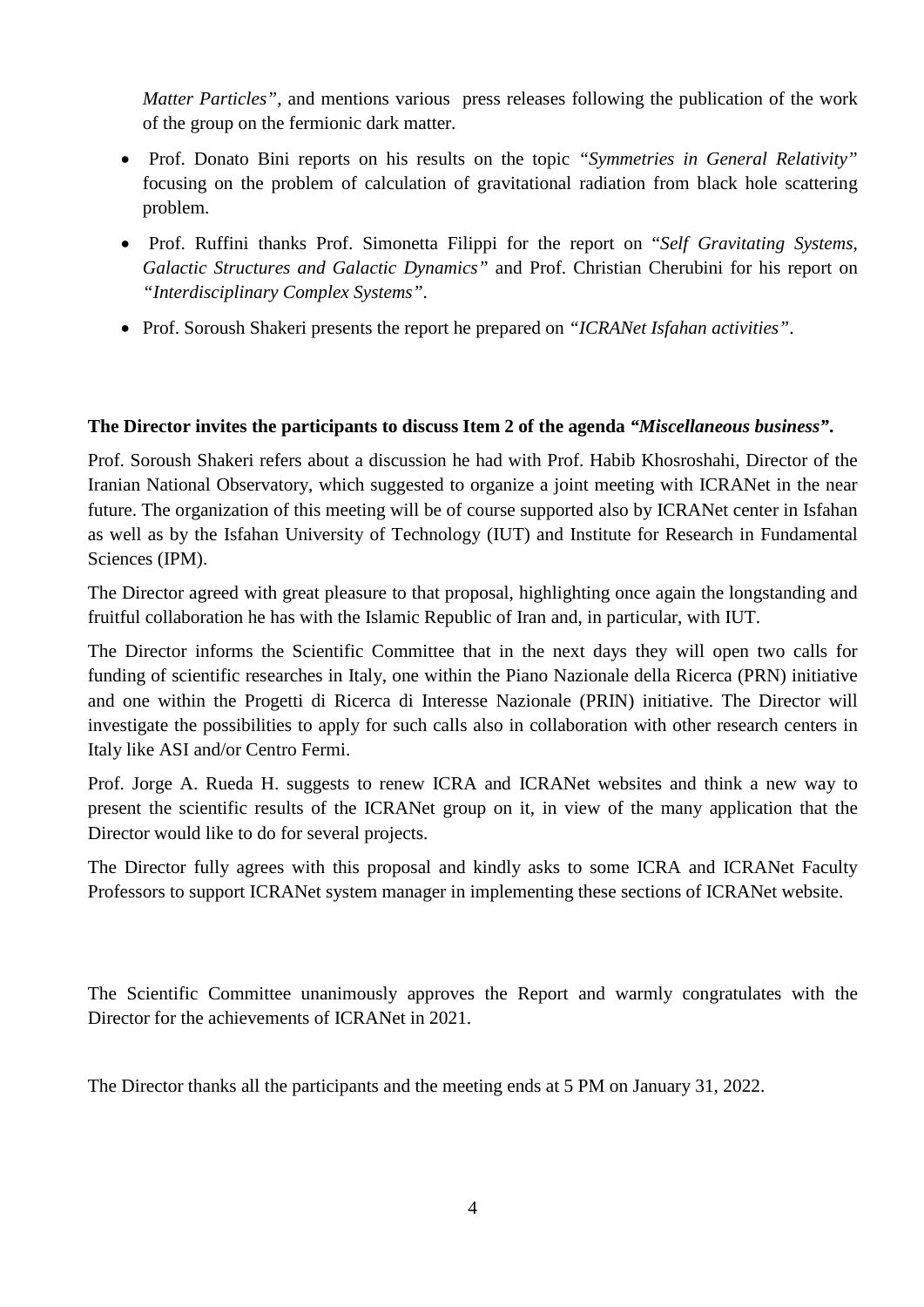*Matter Particles"*, and mentions various press releases following the publication of the work of the group on the fermionic dark matter.

- Prof. Donato Bini reports on his results on the topic *"Symmetries in General Relativity"* focusing on the problem of calculation of gravitational radiation from black hole scattering problem.
- Prof. Ruffini thanks Prof. Simonetta Filippi for the report on "*Self Gravitating Systems, Galactic Structures and Galactic Dynamics"* and Prof. Christian Cherubini for his report on *"Interdisciplinary Complex Systems"*.
- Prof. Soroush Shakeri presents the report he prepared on *"ICRANet Isfahan activities"*.

**The Director invites the participants to discuss Item 2 of the agenda *"Miscellaneous business"*.**

Prof. Soroush Shakeri refers about a discussion he had with Prof. Habib Khosroshahi, Director of the Iranian National Observatory, which suggested to organize a joint meeting with ICRANet in the near future. The organization of this meeting will be of course supported also by ICRANet center in Isfahan as well as by the Isfahan University of Technology (IUT) and Institute for Research in Fundamental Sciences (IPM).

The Director agreed with great pleasure to that proposal, highlighting once again the longstanding and fruitful collaboration he has with the Islamic Republic of Iran and, in particular, with IUT.

The Director informs the Scientific Committee that in the next days they will open two calls for funding of scientific researches in Italy, one within the Piano Nazionale della Ricerca (PRN) initiative and one within the Progetti di Ricerca di Interesse Nazionale (PRIN) initiative. The Director will investigate the possibilities to apply for such calls also in collaboration with other research centers in Italy like ASI and/or Centro Fermi.

Prof. Jorge A. Rueda H. suggests to renew ICRA and ICRANet websites and think a new way to present the scientific results of the ICRANet group on it, in view of the many application that the Director would like to do for several projects.

The Director fully agrees with this proposal and kindly asks to some ICRA and ICRANet Faculty Professors to support ICRANet system manager in implementing these sections of ICRANet website.

The Scientific Committee unanimously approves the Report and warmly congratulates with the Director for the achievements of ICRANet in 2021.

The Director thanks all the participants and the meeting ends at 5 PM on January 31, 2022.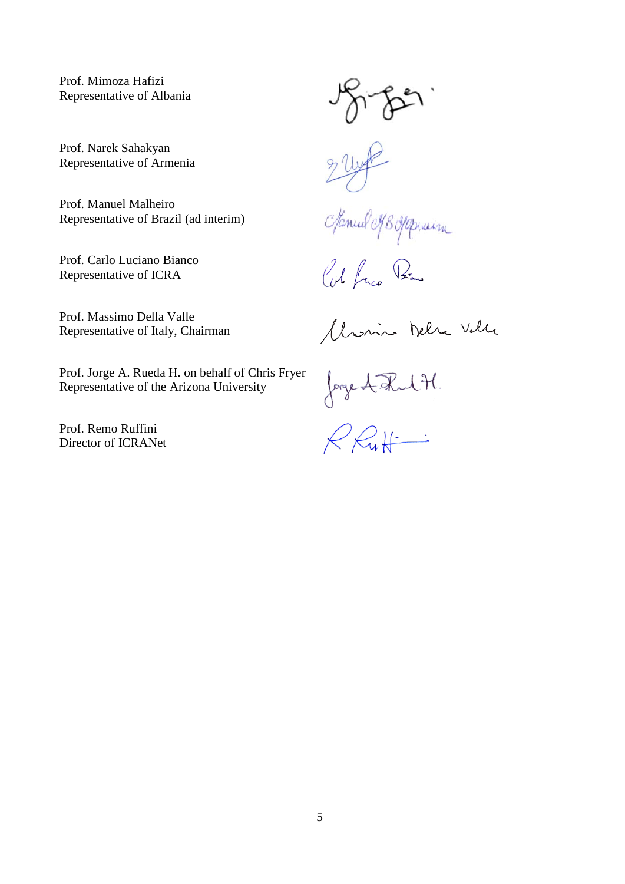Prof. Mimoza Hafizi
Representative of Albania

Prof. Narek Sahakyan
Representative of Armenia

Prof. Manuel Malheiro
Representative of Brazil (ad interim)

Prof. Carlo Luciano Bianco
Representative of ICRA

Prof. Massimo Della Valle
Representative of Italy, Chairman

Prof. Jorge A. Rueda H. on behalf of Chris Fryer
Representative of the Arizona University

Prof. Remo Ruffini
Director of ICRANet